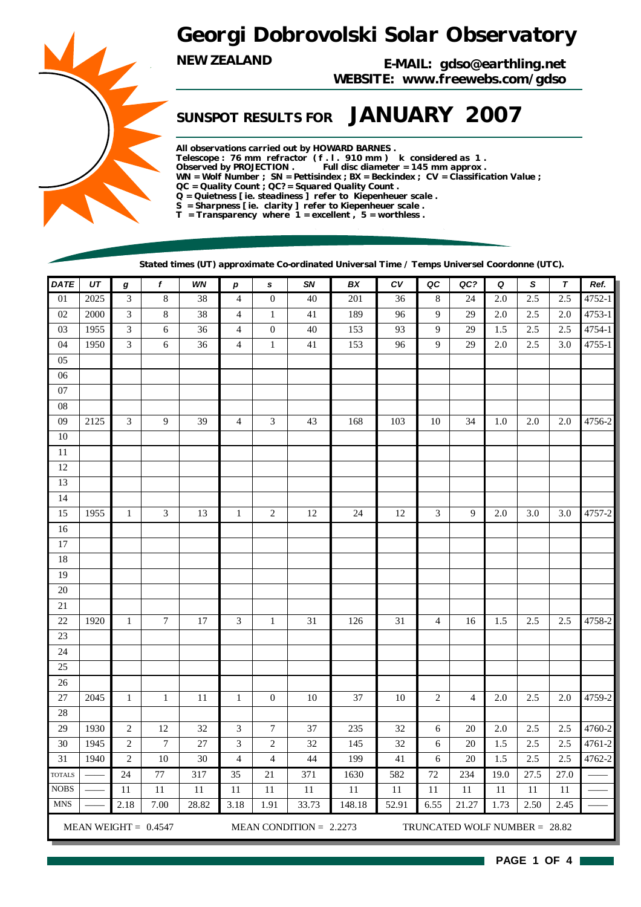# Georgi Dobrovolski Solar Observatory

**NEW ZEALAND**

**E-MAIL: gdso@earthling.net**
**WEBSITE: www.freewebs.com/gdso**

## SUNSPOT RESULTS FOR JANUARY 2007

**All observations carried out by HOWARD BARNES .**
**Telescope : 76 mm refractor ( f . l . 910 mm ) k considered as 1 .**
**Observed by PROJECTION . Full disc diameter = 145 mm approx .**
**WN = Wolf Number ; SN = Pettisindex ; BX = Beckindex ; CV = Classification Value ;**
**QC = Quality Count ; QC? = Squared Quality Count .**
**Q = Quietness [ ie. steadiness ] refer to Kiepenheuer scale .**
**S = Sharpness [ ie. clarity ] refer to Kiepenheuer scale .**
**T = Transparency where 1 = excellent , 5 = worthless .**

**Stated times (UT) approximate Co-ordinated Universal Time / Temps Universel Coordonne (UTC).**

| DATE | UT | g | f | WN | p | s | SN | BX | CV | QC | QC? | Q | S | T | Ref. |
|---|---|---|---|---|---|---|---|---|---|---|---|---|---|---|---|
| 01 | 2025 | 3 | 8 | 38 | 4 | 0 | 40 | 201 | 36 | 8 | 24 | 2.0 | 2.5 | 2.5 | 4752-1 |
| 02 | 2000 | 3 | 8 | 38 | 4 | 1 | 41 | 189 | 96 | 9 | 29 | 2.0 | 2.5 | 2.0 | 4753-1 |
| 03 | 1955 | 3 | 6 | 36 | 4 | 0 | 40 | 153 | 93 | 9 | 29 | 1.5 | 2.5 | 2.5 | 4754-1 |
| 04 | 1950 | 3 | 6 | 36 | 4 | 1 | 41 | 153 | 96 | 9 | 29 | 2.0 | 2.5 | 3.0 | 4755-1 |
| 05 | | | | | | | | | | | | | | | |
| 06 | | | | | | | | | | | | | | | |
| 07 | | | | | | | | | | | | | | | |
| 08 | | | | | | | | | | | | | | | |
| 09 | 2125 | 3 | 9 | 39 | 4 | 3 | 43 | 168 | 103 | 10 | 34 | 1.0 | 2.0 | 2.0 | 4756-2 |
| 10 | | | | | | | | | | | | | | | |
| 11 | | | | | | | | | | | | | | | |
| 12 | | | | | | | | | | | | | | | |
| 13 | | | | | | | | | | | | | | | |
| 14 | | | | | | | | | | | | | | | |
| 15 | 1955 | 1 | 3 | 13 | 1 | 2 | 12 | 24 | 12 | 3 | 9 | 2.0 | 3.0 | 3.0 | 4757-2 |
| 16 | | | | | | | | | | | | | | | |
| 17 | | | | | | | | | | | | | | | |
| 18 | | | | | | | | | | | | | | | |
| 19 | | | | | | | | | | | | | | | |
| 20 | | | | | | | | | | | | | | | |
| 21 | | | | | | | | | | | | | | | |
| 22 | 1920 | 1 | 7 | 17 | 3 | 1 | 31 | 126 | 31 | 4 | 16 | 1.5 | 2.5 | 2.5 | 4758-2 |
| 23 | | | | | | | | | | | | | | | |
| 24 | | | | | | | | | | | | | | | |
| 25 | | | | | | | | | | | | | | | |
| 26 | | | | | | | | | | | | | | | |
| 27 | 2045 | 1 | 1 | 11 | 1 | 0 | 10 | 37 | 10 | 2 | 4 | 2.0 | 2.5 | 2.0 | 4759-2 |
| 28 | | | | | | | | | | | | | | | |
| 29 | 1930 | 2 | 12 | 32 | 3 | 7 | 37 | 235 | 32 | 6 | 20 | 2.0 | 2.5 | 2.5 | 4760-2 |
| 30 | 1945 | 2 | 7 | 27 | 3 | 2 | 32 | 145 | 32 | 6 | 20 | 1.5 | 2.5 | 2.5 | 4761-2 |
| 31 | 1940 | 2 | 10 | 30 | 4 | 4 | 44 | 199 | 41 | 6 | 20 | 1.5 | 2.5 | 2.5 | 4762-2 |
| TOTALS | —— | 24 | 77 | 317 | 35 | 21 | 371 | 1630 | 582 | 72 | 234 | 19.0 | 27.5 | 27.0 | —— |
| NOBS | —— | 11 | 11 | 11 | 11 | 11 | 11 | 11 | 11 | 11 | 11 | 11 | 11 | 11 | —— |
| MNS | —— | 2.18 | 7.00 | 28.82 | 3.18 | 1.91 | 33.73 | 148.18 | 52.91 | 6.55 | 21.27 | 1.73 | 2.50 | 2.45 | —— |

MEAN WEIGHT = 0.4547 MEAN CONDITION = 2.2273 TRUNCATED WOLF NUMBER = 28.82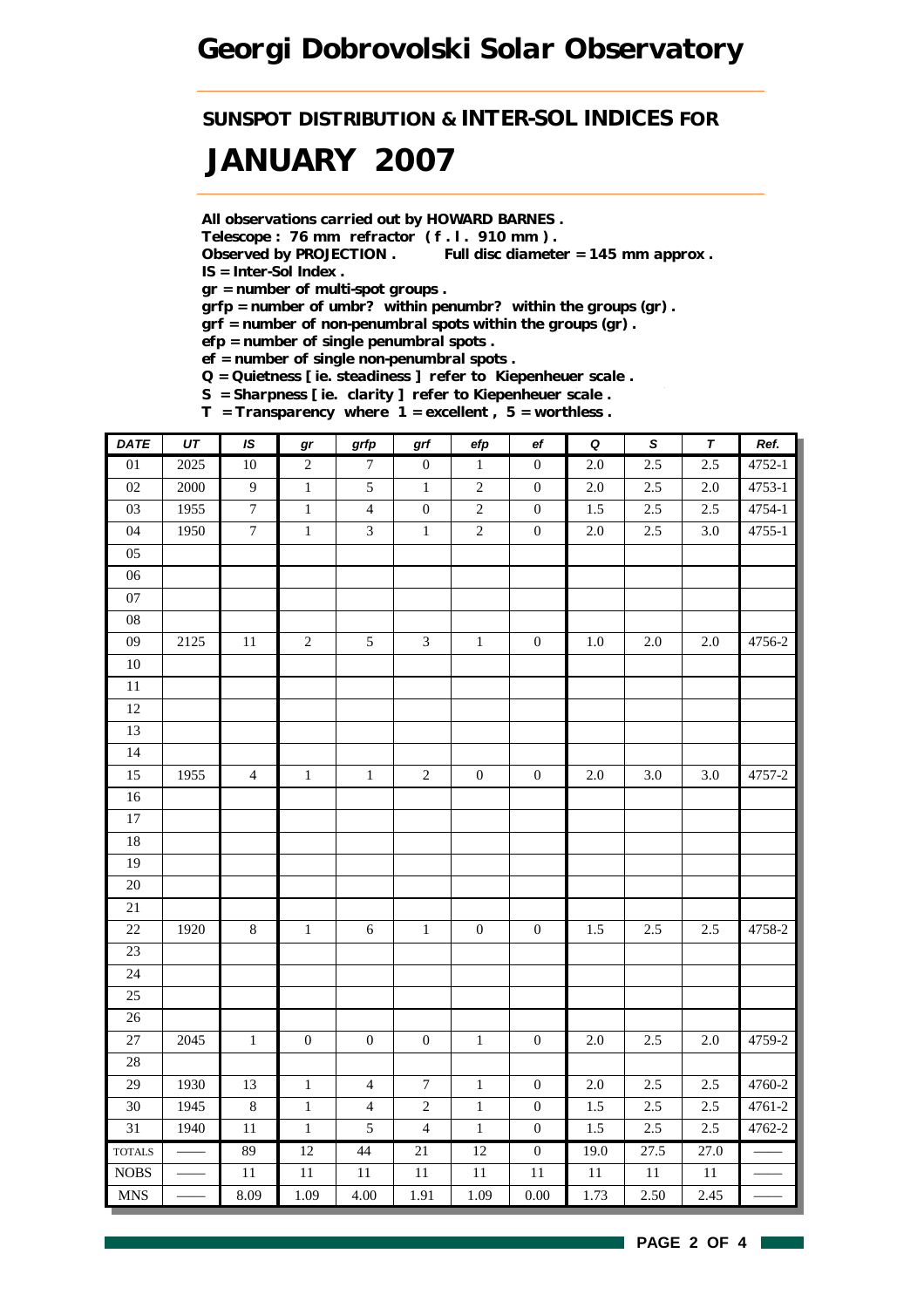# Georgi Dobrovolski Solar Observatory

## SUNSPOT DISTRIBUTION & INTER-SOL INDICES FOR

# JANUARY 2007

**All observations carried out by HOWARD BARNES .**
**Telescope : 76 mm refractor ( f . l . 910 mm ) .**
**Observed by PROJECTION .    Full disc diameter = 145 mm approx .**
**IS = Inter-Sol Index .**
**gr = number of multi-spot groups .**
**grfp = number of umbr? within penumbr? within the groups (gr) .**
**grf = number of non-penumbral spots within the groups (gr) .**
**efp = number of single penumbral spots .**
**ef = number of single non-penumbral spots .**
**Q = Quietness [ ie. steadiness ] refer to Kiepenheuer scale .**
**S = Sharpness [ ie. clarity ] refer to Kiepenheuer scale .**
**T = Transparency where 1 = excellent , 5 = worthless .**

| DATE | UT | IS | gr | grfp | grf | efp | ef | Q | S | T | Ref. |
|---|---|---|---|---|---|---|---|---|---|---|---|
| 01 | 2025 | 10 | 2 | 7 | 0 | 1 | 0 | 2.0 | 2.5 | 2.5 | 4752-1 |
| 02 | 2000 | 9 | 1 | 5 | 1 | 2 | 0 | 2.0 | 2.5 | 2.0 | 4753-1 |
| 03 | 1955 | 7 | 1 | 4 | 0 | 2 | 0 | 1.5 | 2.5 | 2.5 | 4754-1 |
| 04 | 1950 | 7 | 1 | 3 | 1 | 2 | 0 | 2.0 | 2.5 | 3.0 | 4755-1 |
| 05 | | | | | | | | | | | |
| 06 | | | | | | | | | | | |
| 07 | | | | | | | | | | | |
| 08 | | | | | | | | | | | |
| 09 | 2125 | 11 | 2 | 5 | 3 | 1 | 0 | 1.0 | 2.0 | 2.0 | 4756-2 |
| 10 | | | | | | | | | | | |
| 11 | | | | | | | | | | | |
| 12 | | | | | | | | | | | |
| 13 | | | | | | | | | | | |
| 14 | | | | | | | | | | | |
| 15 | 1955 | 4 | 1 | 1 | 2 | 0 | 0 | 2.0 | 3.0 | 3.0 | 4757-2 |
| 16 | | | | | | | | | | | |
| 17 | | | | | | | | | | | |
| 18 | | | | | | | | | | | |
| 19 | | | | | | | | | | | |
| 20 | | | | | | | | | | | |
| 21 | | | | | | | | | | | |
| 22 | 1920 | 8 | 1 | 6 | 1 | 0 | 0 | 1.5 | 2.5 | 2.5 | 4758-2 |
| 23 | | | | | | | | | | | |
| 24 | | | | | | | | | | | |
| 25 | | | | | | | | | | | |
| 26 | | | | | | | | | | | |
| 27 | 2045 | 1 | 0 | 0 | 0 | 1 | 0 | 2.0 | 2.5 | 2.0 | 4759-2 |
| 28 | | | | | | | | | | | |
| 29 | 1930 | 13 | 1 | 4 | 7 | 1 | 0 | 2.0 | 2.5 | 2.5 | 4760-2 |
| 30 | 1945 | 8 | 1 | 4 | 2 | 1 | 0 | 1.5 | 2.5 | 2.5 | 4761-2 |
| 31 | 1940 | 11 | 1 | 5 | 4 | 1 | 0 | 1.5 | 2.5 | 2.5 | 4762-2 |
| TOTALS | —— | 89 | 12 | 44 | 21 | 12 | 0 | 19.0 | 27.5 | 27.0 | —— |
| NOBS | —— | 11 | 11 | 11 | 11 | 11 | 11 | 11 | 11 | 11 | —— |
| MNS | —— | 8.09 | 1.09 | 4.00 | 1.91 | 1.09 | 0.00 | 1.73 | 2.50 | 2.45 | —— |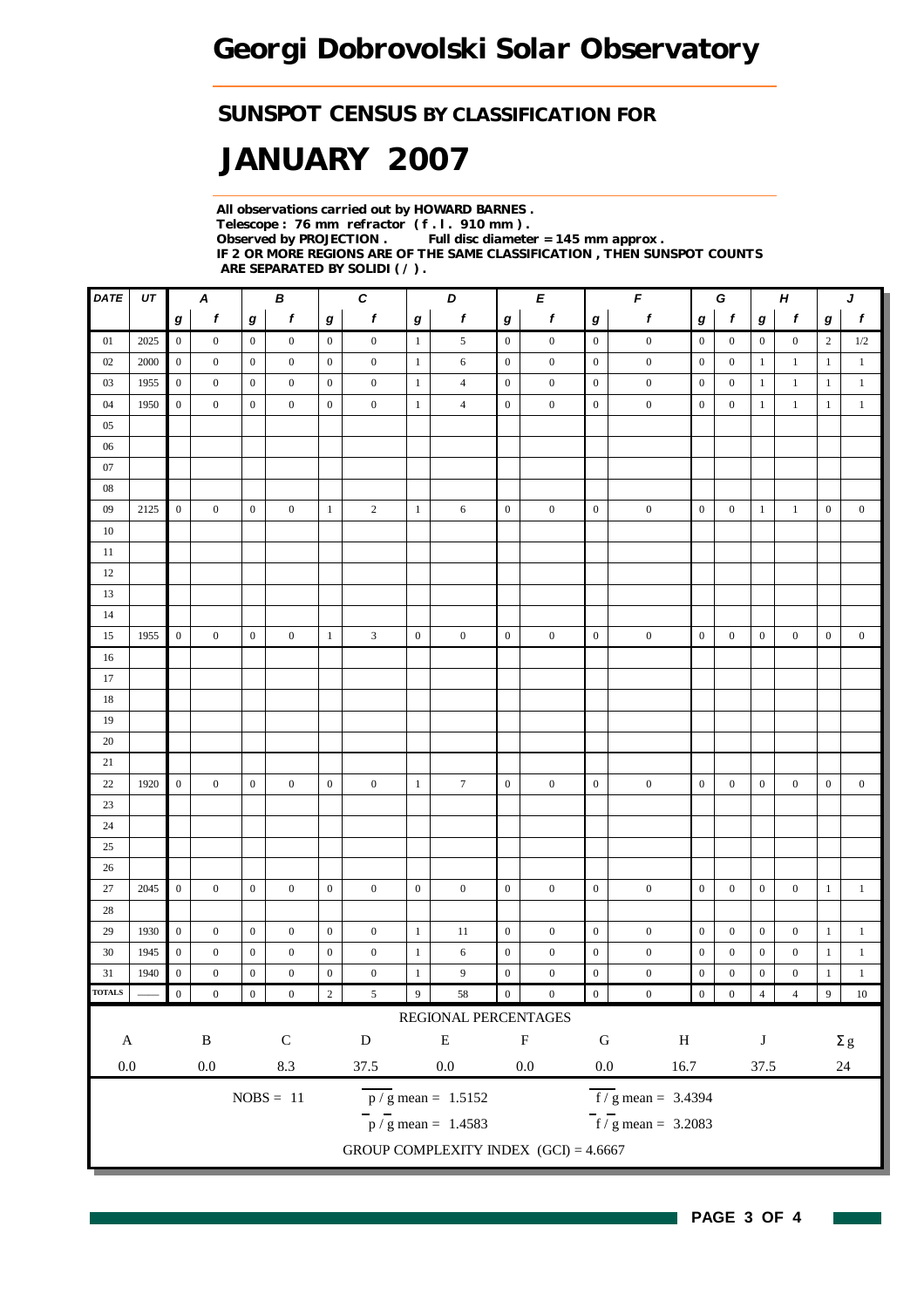# Georgi Dobrovolski Solar Observatory

## SUNSPOT CENSUS BY CLASSIFICATION FOR

# JANUARY 2007

**All observations carried out by HOWARD BARNES .**
**Telescope : 76 mm refractor ( f . l . 910 mm ) .**
**Observed by PROJECTION . Full disc diameter = 145 mm approx .**
**IF 2 OR MORE REGIONS ARE OF THE SAME CLASSIFICATION , THEN SUNSPOT COUNTS ARE SEPARATED BY SOLIDI ( / ) .**

| DATE | UT | A | | B | | C | | D | | E | | F | | G | | H | | J | |
|---|---|---|---|---|---|---|---|---|---|---|---|---|---|---|---|---|---|---|---|
| | | g | f | g | f | g | f | g | f | g | f | g | f | g | f | g | f | g | f |
| 01 | 2025 | 0 | 0 | 0 | 0 | 0 | 0 | 1 | 5 | 0 | 0 | 0 | 0 | 0 | 0 | 0 | 0 | 2 | 1/2 |
| 02 | 2000 | 0 | 0 | 0 | 0 | 0 | 0 | 1 | 6 | 0 | 0 | 0 | 0 | 0 | 0 | 1 | 1 | 1 | 1 |
| 03 | 1955 | 0 | 0 | 0 | 0 | 0 | 0 | 1 | 4 | 0 | 0 | 0 | 0 | 0 | 0 | 1 | 1 | 1 | 1 |
| 04 | 1950 | 0 | 0 | 0 | 0 | 0 | 0 | 1 | 4 | 0 | 0 | 0 | 0 | 0 | 0 | 1 | 1 | 1 | 1 |
| 05 | | | | | | | | | | | | | | | | | | | |
| 06 | | | | | | | | | | | | | | | | | | | |
| 07 | | | | | | | | | | | | | | | | | | | |
| 08 | | | | | | | | | | | | | | | | | | | |
| 09 | 2125 | 0 | 0 | 0 | 0 | 1 | 2 | 1 | 6 | 0 | 0 | 0 | 0 | 0 | 0 | 1 | 1 | 0 | 0 |
| 10 | | | | | | | | | | | | | | | | | | | |
| 11 | | | | | | | | | | | | | | | | | | | |
| 12 | | | | | | | | | | | | | | | | | | | |
| 13 | | | | | | | | | | | | | | | | | | | |
| 14 | | | | | | | | | | | | | | | | | | | |
| 15 | 1955 | 0 | 0 | 0 | 0 | 1 | 3 | 0 | 0 | 0 | 0 | 0 | 0 | 0 | 0 | 0 | 0 | 0 | 0 |
| 16 | | | | | | | | | | | | | | | | | | | |
| 17 | | | | | | | | | | | | | | | | | | | |
| 18 | | | | | | | | | | | | | | | | | | | |
| 19 | | | | | | | | | | | | | | | | | | | |
| 20 | | | | | | | | | | | | | | | | | | | |
| 21 | | | | | | | | | | | | | | | | | | | |
| 22 | 1920 | 0 | 0 | 0 | 0 | 0 | 0 | 1 | 7 | 0 | 0 | 0 | 0 | 0 | 0 | 0 | 0 | 0 | 0 |
| 23 | | | | | | | | | | | | | | | | | | | |
| 24 | | | | | | | | | | | | | | | | | | | |
| 25 | | | | | | | | | | | | | | | | | | | |
| 26 | | | | | | | | | | | | | | | | | | | |
| 27 | 2045 | 0 | 0 | 0 | 0 | 0 | 0 | 0 | 0 | 0 | 0 | 0 | 0 | 0 | 0 | 0 | 0 | 1 | 1 |
| 28 | | | | | | | | | | | | | | | | | | | |
| 29 | 1930 | 0 | 0 | 0 | 0 | 0 | 0 | 1 | 11 | 0 | 0 | 0 | 0 | 0 | 0 | 0 | 0 | 1 | 1 |
| 30 | 1945 | 0 | 0 | 0 | 0 | 0 | 0 | 1 | 6 | 0 | 0 | 0 | 0 | 0 | 0 | 0 | 0 | 1 | 1 |
| 31 | 1940 | 0 | 0 | 0 | 0 | 0 | 0 | 1 | 9 | 0 | 0 | 0 | 0 | 0 | 0 | 0 | 0 | 1 | 1 |
| TOTALS | —— | 0 | 0 | 0 | 0 | 2 | 5 | 9 | 58 | 0 | 0 | 0 | 0 | 0 | 0 | 4 | 4 | 9 | 10 |

REGIONAL PERCENTAGES

| A | B | C | D | E | F | G | H | J | Σg |
|---|---|---|---|---|---|---|---|---|---|
| 0.0 | 0.0 | 8.3 | 37.5 | 0.0 | 0.0 | 0.0 | 16.7 | 37.5 | 24 |

NOBS = 11

$\overline{p}/g$ mean = 1.5152

$\overline{f}/g$ mean = 3.4394

$\overline{p}/\overline{g}$ mean = 1.4583

$\overline{f}/\overline{g}$ mean = 3.2083

GROUP COMPLEXITY INDEX (GCI) = 4.6667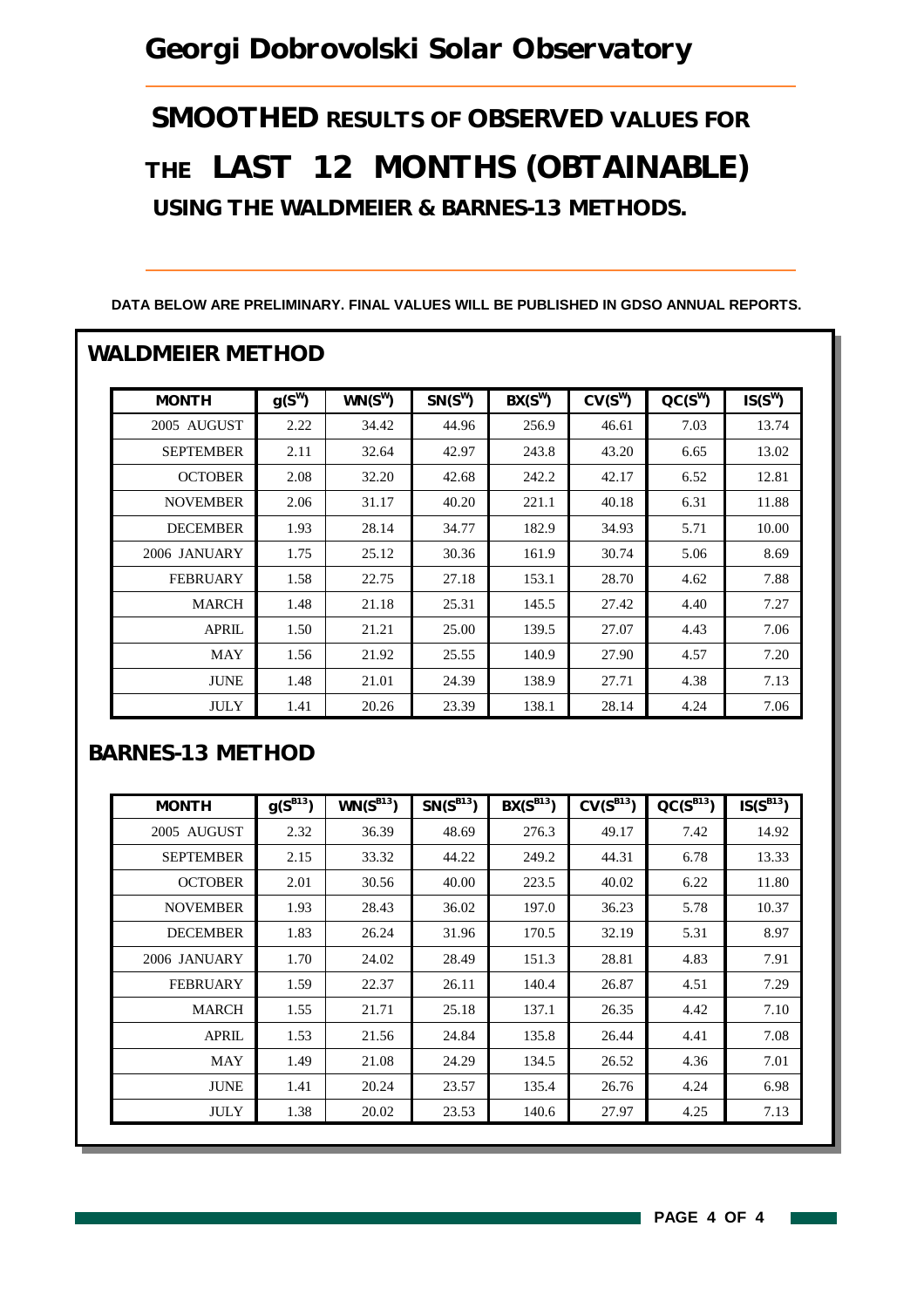# Georgi Dobrovolski Solar Observatory

## SMOOTHED RESULTS OF OBSERVED VALUES FOR THE LAST 12 MONTHS (OBTAINABLE) USING THE WALDMEIER & BARNES-13 METHODS.

**DATA BELOW ARE PRELIMINARY. FINAL VALUES WILL BE PUBLISHED IN GDSO ANNUAL REPORTS.**

## WALDMEIER METHOD

| MONTH | $g(S^W)$ | $WN(S^W)$ | $SN(S^W)$ | $BX(S^W)$ | $CV(S^W)$ | $QC(S^W)$ | $IS(S^W)$ |
|---|---|---|---|---|---|---|---|
| 2005 AUGUST | 2.22 | 34.42 | 44.96 | 256.9 | 46.61 | 7.03 | 13.74 |
| SEPTEMBER | 2.11 | 32.64 | 42.97 | 243.8 | 43.20 | 6.65 | 13.02 |
| OCTOBER | 2.08 | 32.20 | 42.68 | 242.2 | 42.17 | 6.52 | 12.81 |
| NOVEMBER | 2.06 | 31.17 | 40.20 | 221.1 | 40.18 | 6.31 | 11.88 |
| DECEMBER | 1.93 | 28.14 | 34.77 | 182.9 | 34.93 | 5.71 | 10.00 |
| 2006 JANUARY | 1.75 | 25.12 | 30.36 | 161.9 | 30.74 | 5.06 | 8.69 |
| FEBRUARY | 1.58 | 22.75 | 27.18 | 153.1 | 28.70 | 4.62 | 7.88 |
| MARCH | 1.48 | 21.18 | 25.31 | 145.5 | 27.42 | 4.40 | 7.27 |
| APRIL | 1.50 | 21.21 | 25.00 | 139.5 | 27.07 | 4.43 | 7.06 |
| MAY | 1.56 | 21.92 | 25.55 | 140.9 | 27.90 | 4.57 | 7.20 |
| JUNE | 1.48 | 21.01 | 24.39 | 138.9 | 27.71 | 4.38 | 7.13 |
| JULY | 1.41 | 20.26 | 23.39 | 138.1 | 28.14 | 4.24 | 7.06 |

## BARNES-13 METHOD

| MONTH | $g(S^{B13})$ | $WN(S^{B13})$ | $SN(S^{B13})$ | $BX(S^{B13})$ | $CV(S^{B13})$ | $QC(S^{B13})$ | $IS(S^{B13})$ |
|---|---|---|---|---|---|---|---|
| 2005 AUGUST | 2.32 | 36.39 | 48.69 | 276.3 | 49.17 | 7.42 | 14.92 |
| SEPTEMBER | 2.15 | 33.32 | 44.22 | 249.2 | 44.31 | 6.78 | 13.33 |
| OCTOBER | 2.01 | 30.56 | 40.00 | 223.5 | 40.02 | 6.22 | 11.80 |
| NOVEMBER | 1.93 | 28.43 | 36.02 | 197.0 | 36.23 | 5.78 | 10.37 |
| DECEMBER | 1.83 | 26.24 | 31.96 | 170.5 | 32.19 | 5.31 | 8.97 |
| 2006 JANUARY | 1.70 | 24.02 | 28.49 | 151.3 | 28.81 | 4.83 | 7.91 |
| FEBRUARY | 1.59 | 22.37 | 26.11 | 140.4 | 26.87 | 4.51 | 7.29 |
| MARCH | 1.55 | 21.71 | 25.18 | 137.1 | 26.35 | 4.42 | 7.10 |
| APRIL | 1.53 | 21.56 | 24.84 | 135.8 | 26.44 | 4.41 | 7.08 |
| MAY | 1.49 | 21.08 | 24.29 | 134.5 | 26.52 | 4.36 | 7.01 |
| JUNE | 1.41 | 20.24 | 23.57 | 135.4 | 26.76 | 4.24 | 6.98 |
| JULY | 1.38 | 20.02 | 23.53 | 140.6 | 27.97 | 4.25 | 7.13 |